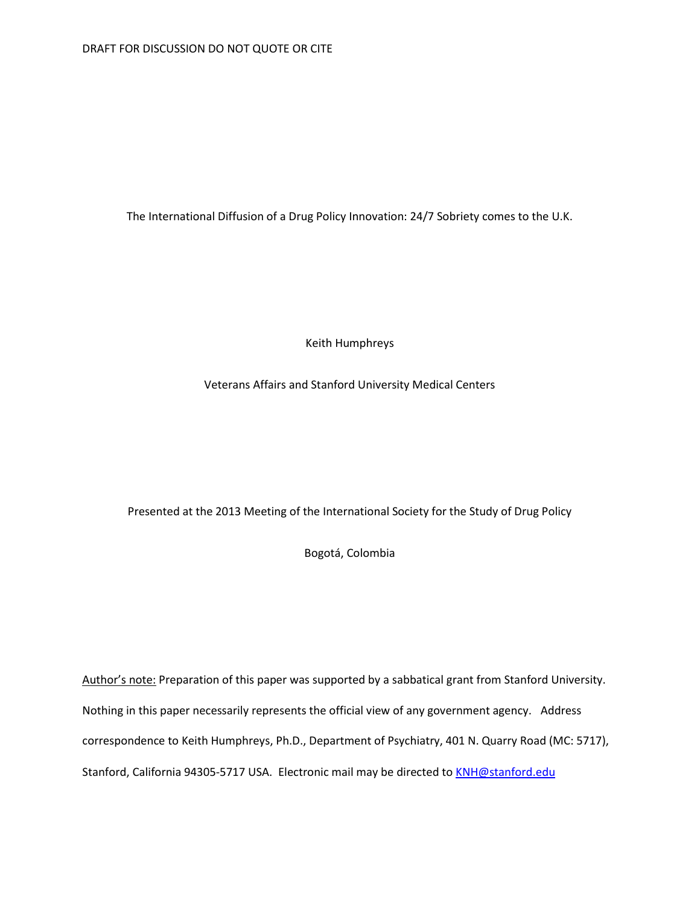DRAFT FOR DISCUSSION DO NOT QUOTE OR CITE

# The International Diffusion of a Drug Policy Innovation: 24/7 Sobriety comes to the U.K.

Keith Humphreys

Veterans Affairs and Stanford University Medical Centers

Presented at the 2013 Meeting of the International Society for the Study of Drug Policy

Bogotá, Colombia

Author's note: Preparation of this paper was supported by a sabbatical grant from Stanford University. Nothing in this paper necessarily represents the official view of any government agency. Address correspondence to Keith Humphreys, Ph.D., Department of Psychiatry, 401 N. Quarry Road (MC: 5717), Stanford, California 94305-5717 USA. Electronic mail may be directed to KNH@stanford.edu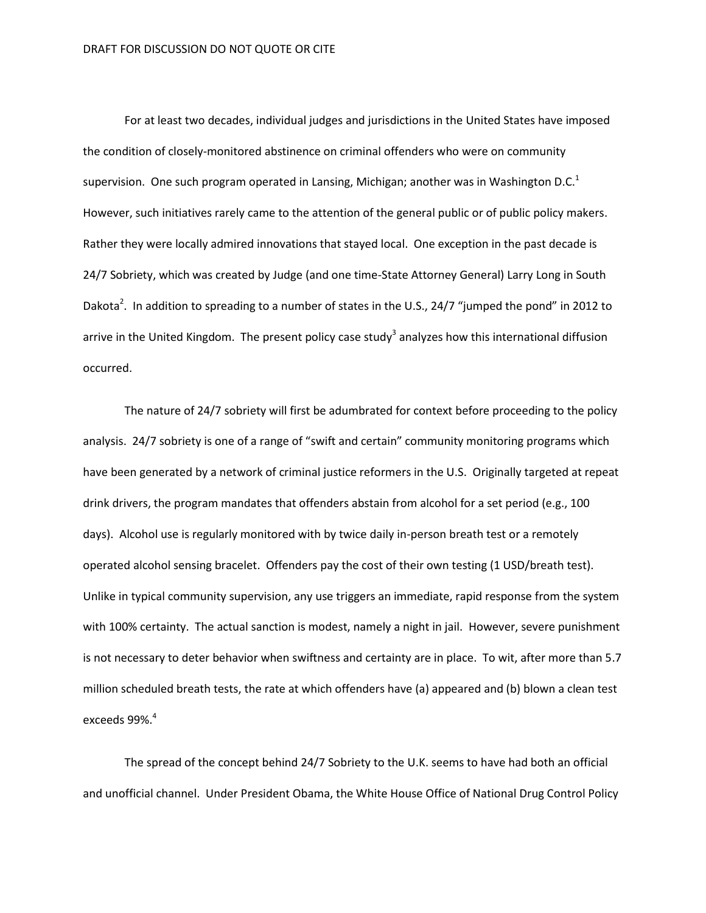For at least two decades, individual judges and jurisdictions in the United States have imposed the condition of closely-monitored abstinence on criminal offenders who were on community supervision. One such program operated in Lansing, Michigan; another was in Washington D.C.[1] However, such initiatives rarely came to the attention of the general public or of public policy makers. Rather they were locally admired innovations that stayed local. One exception in the past decade is 24/7 Sobriety, which was created by Judge (and one time-State Attorney General) Larry Long in South Dakota[2]. In addition to spreading to a number of states in the U.S., 24/7 "jumped the pond" in 2012 to arrive in the United Kingdom. The present policy case study[3] analyzes how this international diffusion occurred.

The nature of 24/7 sobriety will first be adumbrated for context before proceeding to the policy analysis. 24/7 sobriety is one of a range of "swift and certain" community monitoring programs which have been generated by a network of criminal justice reformers in the U.S. Originally targeted at repeat drink drivers, the program mandates that offenders abstain from alcohol for a set period (e.g., 100 days). Alcohol use is regularly monitored with by twice daily in-person breath test or a remotely operated alcohol sensing bracelet. Offenders pay the cost of their own testing (1 USD/breath test). Unlike in typical community supervision, any use triggers an immediate, rapid response from the system with 100% certainty. The actual sanction is modest, namely a night in jail. However, severe punishment is not necessary to deter behavior when swiftness and certainty are in place. To wit, after more than 5.7 million scheduled breath tests, the rate at which offenders have (a) appeared and (b) blown a clean test exceeds 99%.[4]

The spread of the concept behind 24/7 Sobriety to the U.K. seems to have had both an official and unofficial channel. Under President Obama, the White House Office of National Drug Control Policy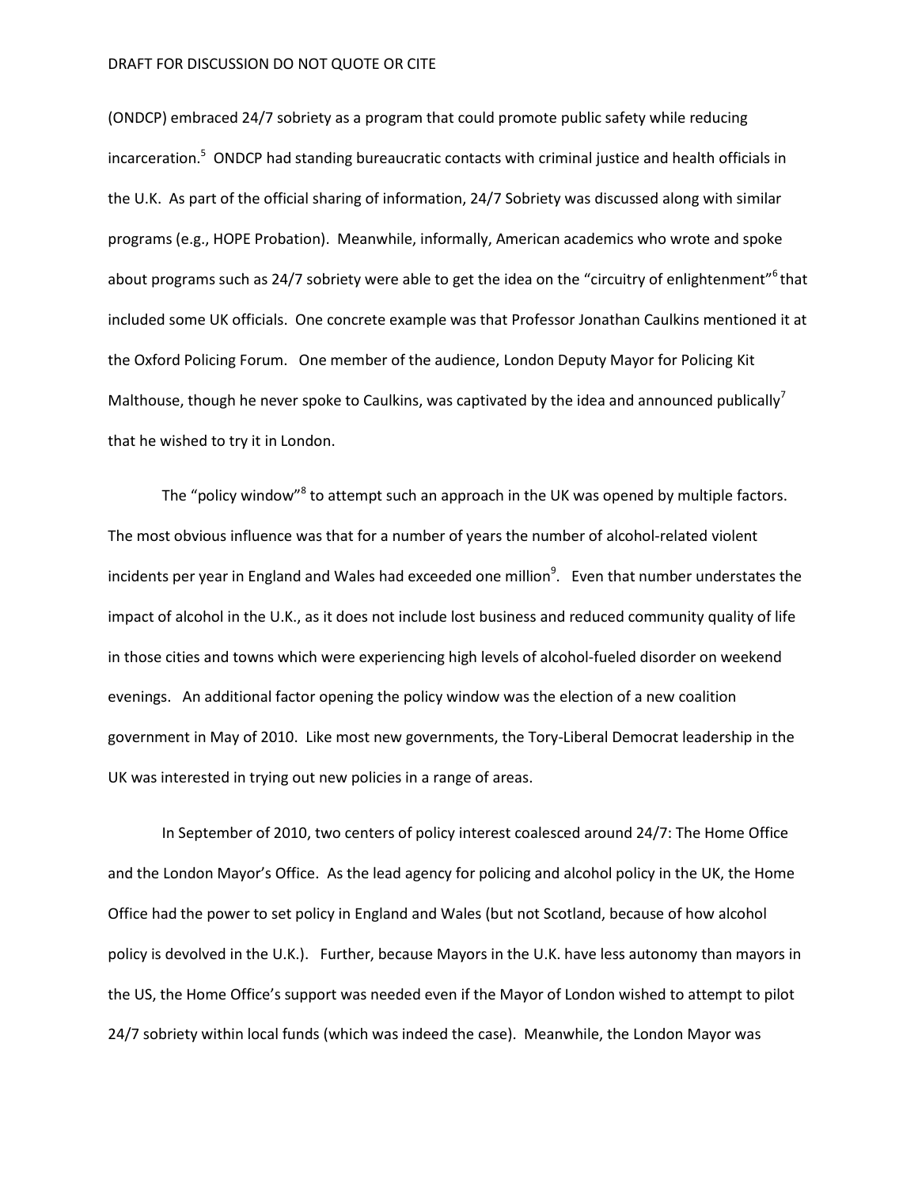(ONDCP) embraced 24/7 sobriety as a program that could promote public safety while reducing incarceration.[5] ONDCP had standing bureaucratic contacts with criminal justice and health officials in the U.K. As part of the official sharing of information, 24/7 Sobriety was discussed along with similar programs (e.g., HOPE Probation). Meanwhile, informally, American academics who wrote and spoke about programs such as 24/7 sobriety were able to get the idea on the "circuitry of enlightenment"[6] that included some UK officials. One concrete example was that Professor Jonathan Caulkins mentioned it at the Oxford Policing Forum. One member of the audience, London Deputy Mayor for Policing Kit Malthouse, though he never spoke to Caulkins, was captivated by the idea and announced publically[7] that he wished to try it in London.

The "policy window"[8] to attempt such an approach in the UK was opened by multiple factors. The most obvious influence was that for a number of years the number of alcohol-related violent incidents per year in England and Wales had exceeded one million[9]. Even that number understates the impact of alcohol in the U.K., as it does not include lost business and reduced community quality of life in those cities and towns which were experiencing high levels of alcohol-fueled disorder on weekend evenings. An additional factor opening the policy window was the election of a new coalition government in May of 2010. Like most new governments, the Tory-Liberal Democrat leadership in the UK was interested in trying out new policies in a range of areas.

In September of 2010, two centers of policy interest coalesced around 24/7: The Home Office and the London Mayor's Office. As the lead agency for policing and alcohol policy in the UK, the Home Office had the power to set policy in England and Wales (but not Scotland, because of how alcohol policy is devolved in the U.K.). Further, because Mayors in the U.K. have less autonomy than mayors in the US, the Home Office's support was needed even if the Mayor of London wished to attempt to pilot 24/7 sobriety within local funds (which was indeed the case). Meanwhile, the London Mayor was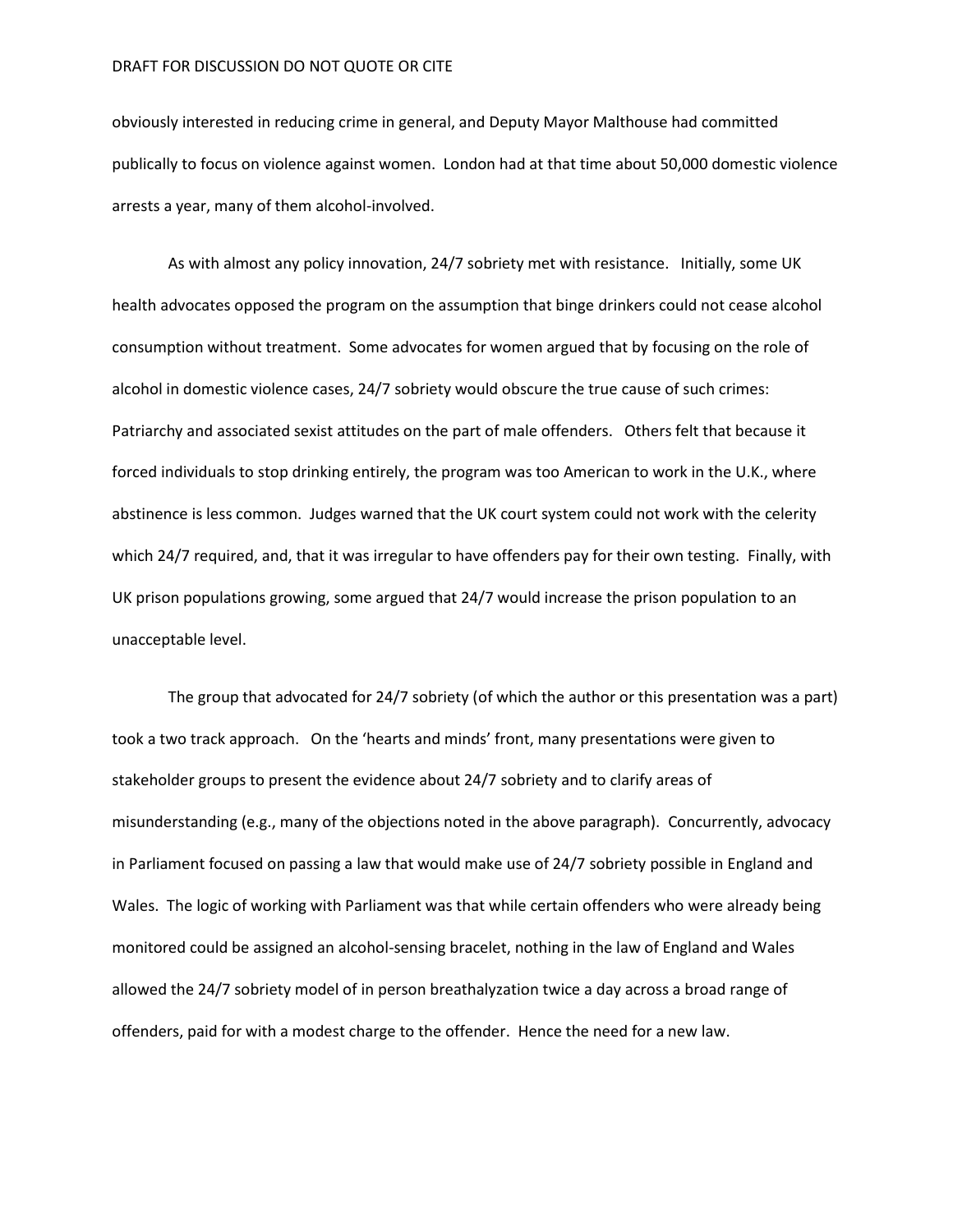obviously interested in reducing crime in general, and Deputy Mayor Malthouse had committed publically to focus on violence against women. London had at that time about 50,000 domestic violence arrests a year, many of them alcohol-involved.

As with almost any policy innovation, 24/7 sobriety met with resistance. Initially, some UK health advocates opposed the program on the assumption that binge drinkers could not cease alcohol consumption without treatment. Some advocates for women argued that by focusing on the role of alcohol in domestic violence cases, 24/7 sobriety would obscure the true cause of such crimes: Patriarchy and associated sexist attitudes on the part of male offenders. Others felt that because it forced individuals to stop drinking entirely, the program was too American to work in the U.K., where abstinence is less common. Judges warned that the UK court system could not work with the celerity which 24/7 required, and, that it was irregular to have offenders pay for their own testing. Finally, with UK prison populations growing, some argued that 24/7 would increase the prison population to an unacceptable level.

The group that advocated for 24/7 sobriety (of which the author or this presentation was a part) took a two track approach. On the 'hearts and minds' front, many presentations were given to stakeholder groups to present the evidence about 24/7 sobriety and to clarify areas of misunderstanding (e.g., many of the objections noted in the above paragraph). Concurrently, advocacy in Parliament focused on passing a law that would make use of 24/7 sobriety possible in England and Wales. The logic of working with Parliament was that while certain offenders who were already being monitored could be assigned an alcohol-sensing bracelet, nothing in the law of England and Wales allowed the 24/7 sobriety model of in person breathalyzation twice a day across a broad range of offenders, paid for with a modest charge to the offender. Hence the need for a new law.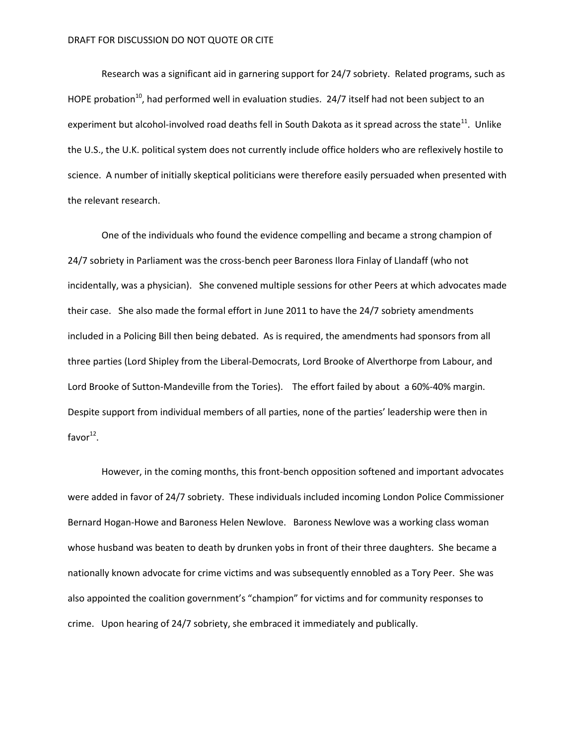Research was a significant aid in garnering support for 24/7 sobriety. Related programs, such as HOPE probation[10], had performed well in evaluation studies. 24/7 itself had not been subject to an experiment but alcohol-involved road deaths fell in South Dakota as it spread across the state[11]. Unlike the U.S., the U.K. political system does not currently include office holders who are reflexively hostile to science. A number of initially skeptical politicians were therefore easily persuaded when presented with the relevant research.

One of the individuals who found the evidence compelling and became a strong champion of 24/7 sobriety in Parliament was the cross-bench peer Baroness Ilora Finlay of Llandaff (who not incidentally, was a physician). She convened multiple sessions for other Peers at which advocates made their case. She also made the formal effort in June 2011 to have the 24/7 sobriety amendments included in a Policing Bill then being debated. As is required, the amendments had sponsors from all three parties (Lord Shipley from the Liberal-Democrats, Lord Brooke of Alverthorpe from Labour, and Lord Brooke of Sutton-Mandeville from the Tories). The effort failed by about a 60%-40% margin. Despite support from individual members of all parties, none of the parties' leadership were then in favor[12].

However, in the coming months, this front-bench opposition softened and important advocates were added in favor of 24/7 sobriety. These individuals included incoming London Police Commissioner Bernard Hogan-Howe and Baroness Helen Newlove. Baroness Newlove was a working class woman whose husband was beaten to death by drunken yobs in front of their three daughters. She became a nationally known advocate for crime victims and was subsequently ennobled as a Tory Peer. She was also appointed the coalition government's "champion" for victims and for community responses to crime. Upon hearing of 24/7 sobriety, she embraced it immediately and publically.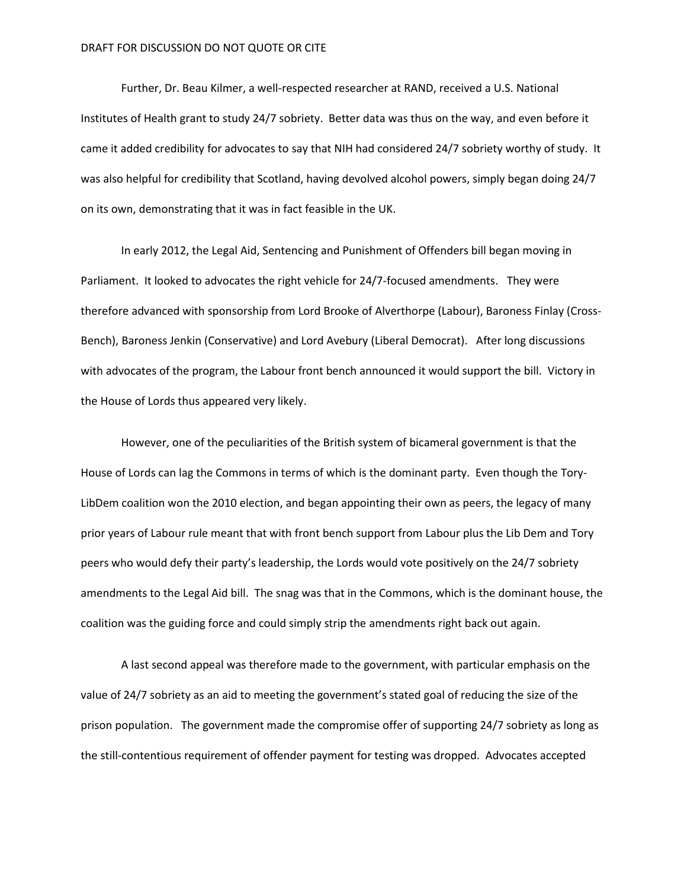Further, Dr. Beau Kilmer, a well-respected researcher at RAND, received a U.S. National Institutes of Health grant to study 24/7 sobriety. Better data was thus on the way, and even before it came it added credibility for advocates to say that NIH had considered 24/7 sobriety worthy of study. It was also helpful for credibility that Scotland, having devolved alcohol powers, simply began doing 24/7 on its own, demonstrating that it was in fact feasible in the UK.

In early 2012, the Legal Aid, Sentencing and Punishment of Offenders bill began moving in Parliament. It looked to advocates the right vehicle for 24/7-focused amendments. They were therefore advanced with sponsorship from Lord Brooke of Alverthorpe (Labour), Baroness Finlay (Cross-Bench), Baroness Jenkin (Conservative) and Lord Avebury (Liberal Democrat). After long discussions with advocates of the program, the Labour front bench announced it would support the bill. Victory in the House of Lords thus appeared very likely.

However, one of the peculiarities of the British system of bicameral government is that the House of Lords can lag the Commons in terms of which is the dominant party. Even though the Tory-LibDem coalition won the 2010 election, and began appointing their own as peers, the legacy of many prior years of Labour rule meant that with front bench support from Labour plus the Lib Dem and Tory peers who would defy their party's leadership, the Lords would vote positively on the 24/7 sobriety amendments to the Legal Aid bill. The snag was that in the Commons, which is the dominant house, the coalition was the guiding force and could simply strip the amendments right back out again.

A last second appeal was therefore made to the government, with particular emphasis on the value of 24/7 sobriety as an aid to meeting the government's stated goal of reducing the size of the prison population. The government made the compromise offer of supporting 24/7 sobriety as long as the still-contentious requirement of offender payment for testing was dropped. Advocates accepted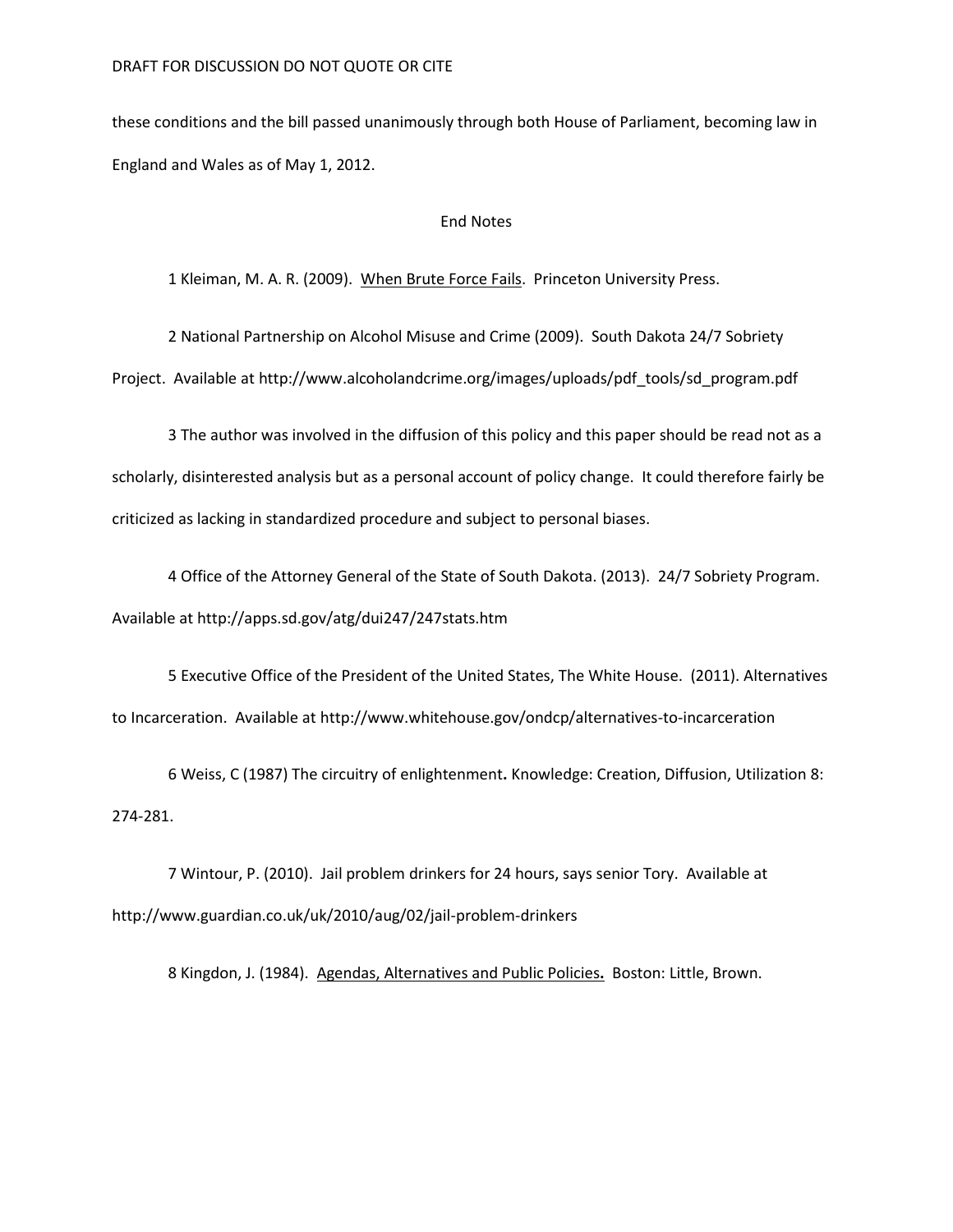these conditions and the bill passed unanimously through both House of Parliament, becoming law in England and Wales as of May 1, 2012.

## End Notes

1 Kleiman, M. A. R. (2009). When Brute Force Fails. Princeton University Press.

2 National Partnership on Alcohol Misuse and Crime (2009). South Dakota 24/7 Sobriety Project. Available at http://www.alcoholandcrime.org/images/uploads/pdf_tools/sd_program.pdf

3 The author was involved in the diffusion of this policy and this paper should be read not as a scholarly, disinterested analysis but as a personal account of policy change. It could therefore fairly be criticized as lacking in standardized procedure and subject to personal biases.

4 Office of the Attorney General of the State of South Dakota. (2013). 24/7 Sobriety Program. Available at http://apps.sd.gov/atg/dui247/247stats.htm

5 Executive Office of the President of the United States, The White House. (2011). Alternatives to Incarceration. Available at http://www.whitehouse.gov/ondcp/alternatives-to-incarceration

6 Weiss, C (1987) The circuitry of enlightenment**.** Knowledge: Creation, Diffusion, Utilization 8: 274-281.

7 Wintour, P. (2010). Jail problem drinkers for 24 hours, says senior Tory. Available at http://www.guardian.co.uk/uk/2010/aug/02/jail-problem-drinkers

8 Kingdon, J. (1984). Agendas, Alternatives and Public Policies**.** Boston: Little, Brown.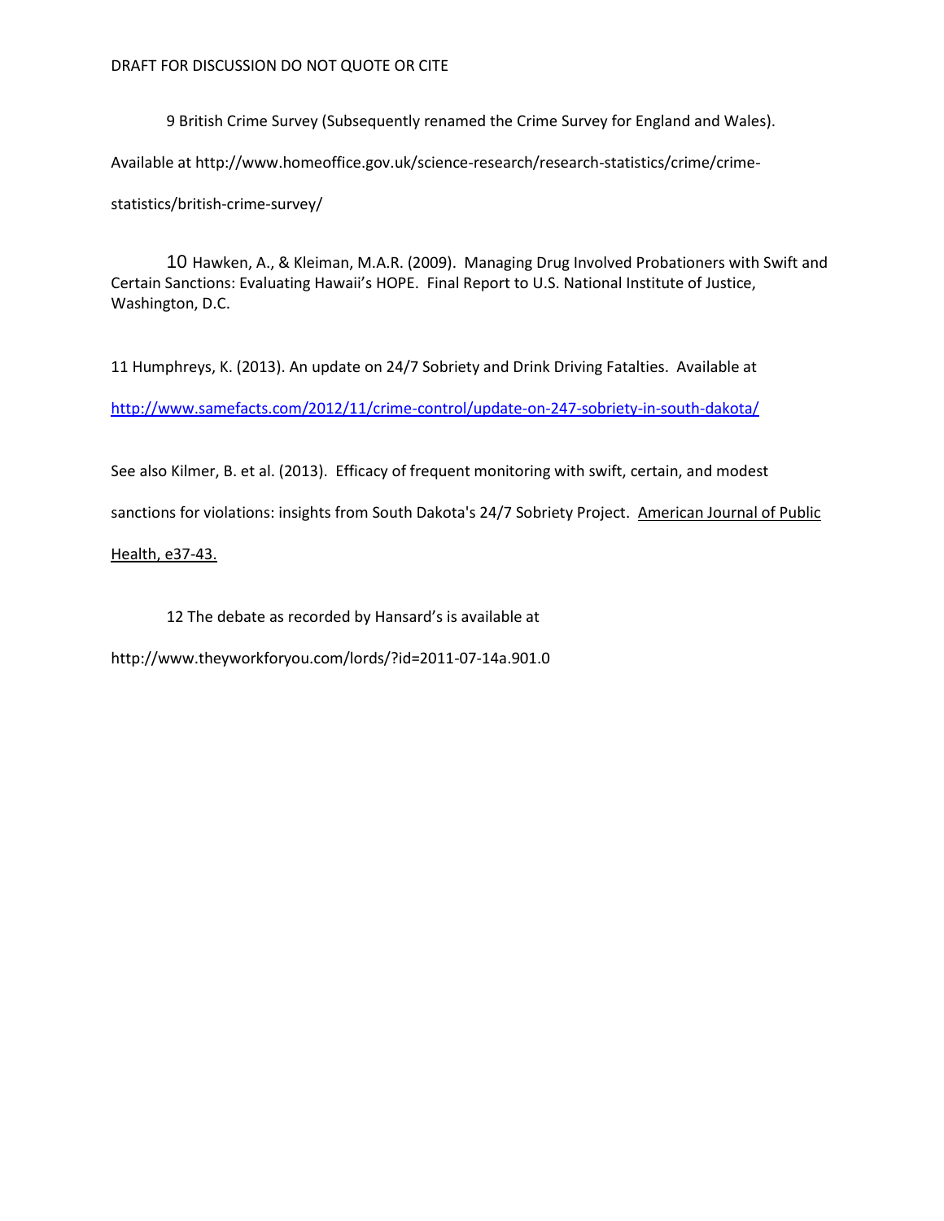9 British Crime Survey (Subsequently renamed the Crime Survey for England and Wales). Available at http://www.homeoffice.gov.uk/science-research/research-statistics/crime/crime-statistics/british-crime-survey/

10 Hawken, A., & Kleiman, M.A.R. (2009). Managing Drug Involved Probationers with Swift and Certain Sanctions: Evaluating Hawaii's HOPE. Final Report to U.S. National Institute of Justice, Washington, D.C.

11 Humphreys, K. (2013). An update on 24/7 Sobriety and Drink Driving Fatalties. Available at http://www.samefacts.com/2012/11/crime-control/update-on-247-sobriety-in-south-dakota/

See also Kilmer, B. et al. (2013). Efficacy of frequent monitoring with swift, certain, and modest sanctions for violations: insights from South Dakota's 24/7 Sobriety Project. American Journal of Public Health, e37-43.

12 The debate as recorded by Hansard's is available at http://www.theyworkforyou.com/lords/?id=2011-07-14a.901.0